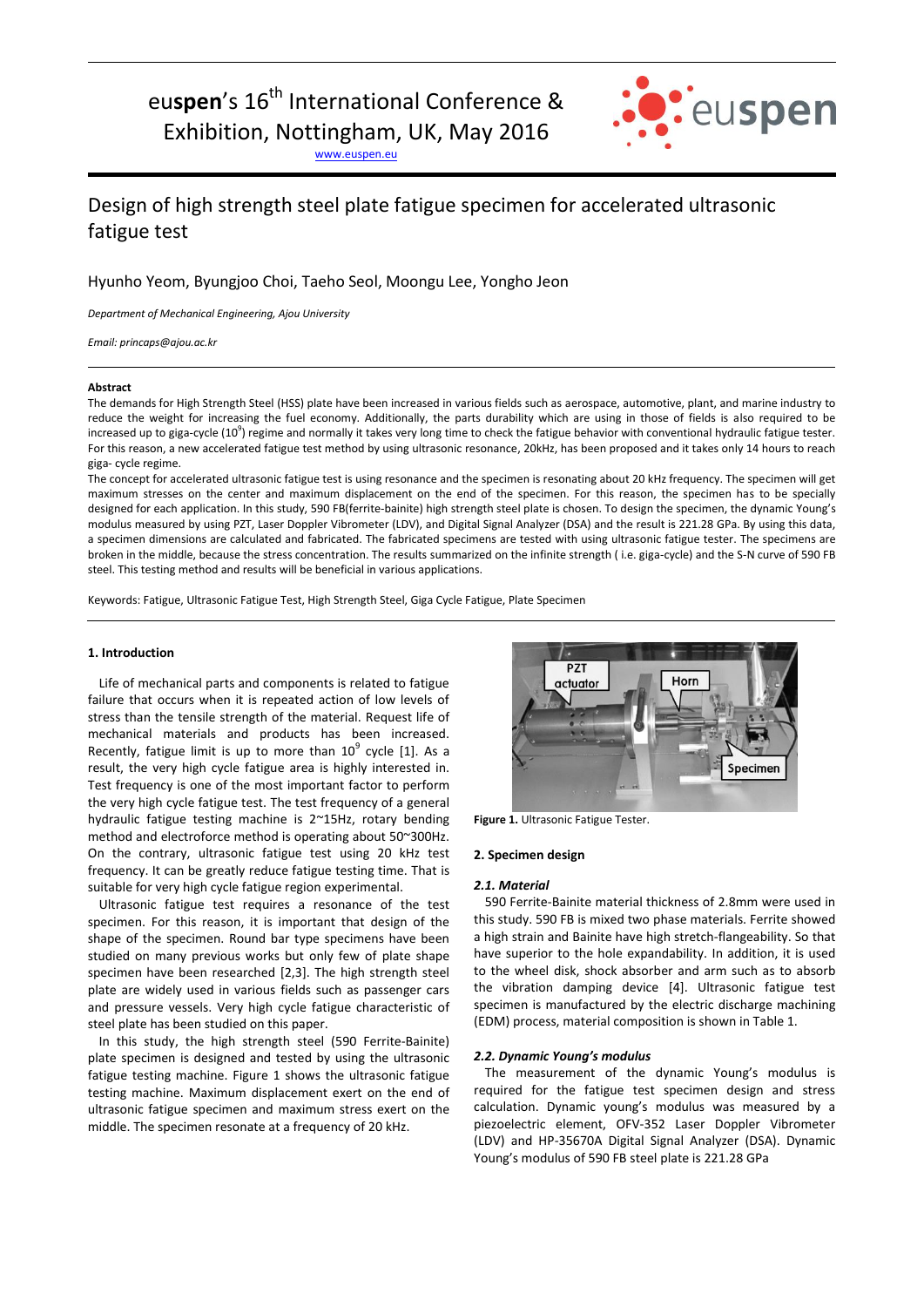euspen's 16th International Conference & Exhibition, Nottingham, UK, May 2016

www.euspen.eu

# Design of high strength steel plate fatigue specimen for accelerated ultrasonic fatigue test

Hyunho Yeom, Byungjoo Choi, Taeho Seol, Moongu Lee, Yongho Jeon

*Department of Mechanical Engineering, Ajou University*

*Email: princaps@ajou.ac.kr*

**Abstract**

The demands for High Strength Steel (HSS) plate have been increased in various fields such as aerospace, automotive, plant, and marine industry to reduce the weight for increasing the fuel economy. Additionally, the parts durability which are using in those of fields is also required to be increased up to giga-cycle ($10^9$) regime and normally it takes very long time to check the fatigue behavior with conventional hydraulic fatigue tester. For this reason, a new accelerated fatigue test method by using ultrasonic resonance, 20kHz, has been proposed and it takes only 14 hours to reach giga- cycle regime.

The concept for accelerated ultrasonic fatigue test is using resonance and the specimen is resonating about 20 kHz frequency. The specimen will get maximum stresses on the center and maximum displacement on the end of the specimen. For this reason, the specimen has to be specially designed for each application. In this study, 590 FB(ferrite-bainite) high strength steel plate is chosen. To design the specimen, the dynamic Young's modulus measured by using PZT, Laser Doppler Vibrometer (LDV), and Digital Signal Analyzer (DSA) and the result is 221.28 GPa. By using this data, a specimen dimensions are calculated and fabricated. The fabricated specimens are tested with using ultrasonic fatigue tester. The specimens are broken in the middle, because the stress concentration. The results summarized on the infinite strength ( i.e. giga-cycle) and the S-N curve of 590 FB steel. This testing method and results will be beneficial in various applications.

Keywords: Fatigue, Ultrasonic Fatigue Test, High Strength Steel, Giga Cycle Fatigue, Plate Specimen

## 1. Introduction

Life of mechanical parts and components is related to fatigue failure that occurs when it is repeated action of low levels of stress than the tensile strength of the material. Request life of mechanical materials and products has been increased. Recently, fatigue limit is up to more than $10^9$ cycle [1]. As a result, the very high cycle fatigue area is highly interested in. Test frequency is one of the most important factor to perform the very high cycle fatigue test. The test frequency of a general hydraulic fatigue testing machine is 2~15Hz, rotary bending method and electroforce method is operating about 50~300Hz. On the contrary, ultrasonic fatigue test using 20 kHz test frequency. It can be greatly reduce fatigue testing time. That is suitable for very high cycle fatigue region experimental.

Ultrasonic fatigue test requires a resonance of the test specimen. For this reason, it is important that design of the shape of the specimen. Round bar type specimens have been studied on many previous works but only few of plate shape specimen have been researched [2,3]. The high strength steel plate are widely used in various fields such as passenger cars and pressure vessels. Very high cycle fatigue characteristic of steel plate has been studied on this paper.

In this study, the high strength steel (590 Ferrite-Bainite) plate specimen is designed and tested by using the ultrasonic fatigue testing machine. Figure 1 shows the ultrasonic fatigue testing machine. Maximum displacement exert on the end of ultrasonic fatigue specimen and maximum stress exert on the middle. The specimen resonate at a frequency of 20 kHz.

**Figure 1.** Ultrasonic Fatigue Tester.

## 2. Specimen design

### *2.1. Material*

590 Ferrite-Bainite material thickness of 2.8mm were used in this study. 590 FB is mixed two phase materials. Ferrite showed a high strain and Bainite have high stretch-flangeability. So that have superior to the hole expandability. In addition, it is used to the wheel disk, shock absorber and arm such as to absorb the vibration damping device [4]. Ultrasonic fatigue test specimen is manufactured by the electric discharge machining (EDM) process, material composition is shown in Table 1.

### *2.2. Dynamic Young's modulus*

The measurement of the dynamic Young's modulus is required for the fatigue test specimen design and stress calculation. Dynamic young's modulus was measured by a piezoelectric element, OFV-352 Laser Doppler Vibrometer (LDV) and HP-35670A Digital Signal Analyzer (DSA). Dynamic Young's modulus of 590 FB steel plate is 221.28 GPa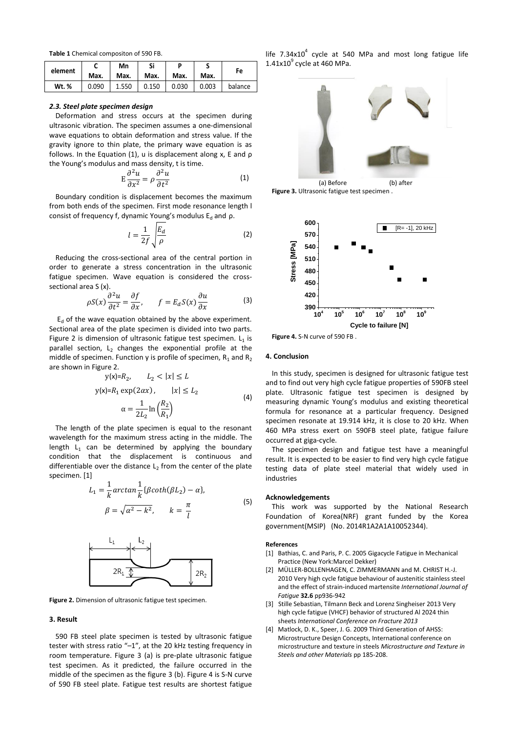**Table 1** Chemical compositon of 590 FB.

| element | C Max. | Mn Max. | Si Max. | P Max. | S Max. | Fe |
|---|---|---|---|---|---|---|
| Wt. % | 0.090 | 1.550 | 0.150 | 0.030 | 0.003 | balance |

### *2.3. Steel plate specimen design*

Deformation and stress occurs at the specimen during ultrasonic vibration. The specimen assumes a one-dimensional wave equations to obtain deformation and stress value. If the gravity ignore to thin plate, the primary wave equation is as follows. In the Equation (1), u is displacement along x, E and ρ the Young's modulus and mass density, t is time.

$$E\frac{\partial^2 u}{\partial x^2} = \rho\frac{\partial^2 u}{\partial t^2} \tag{1}$$

Boundary condition is displacement becomes the maximum from both ends of the specimen. First mode resonance length l consist of frequency f, dynamic Young's modulus $E_d$ and ρ.

$$l = \frac{1}{2f}\sqrt{\frac{E_d}{\rho}} \tag{2}$$

Reducing the cross-sectional area of the central portion in order to generate a stress concentration in the ultrasonic fatigue specimen. Wave equation is considered the cross-sectional area S (x).

$$\rho S(x)\frac{\partial^2 u}{\partial t^2} = \frac{\partial f}{\partial x}, \qquad f = E_d S(x)\frac{\partial u}{\partial x} \tag{3}$$

$E_d$ of the wave equation obtained by the above experiment. Sectional area of the plate specimen is divided into two parts. Figure 2 is dimension of ultrasonic fatigue test specimen. $L_1$ is parallel section, $L_2$ changes the exponential profile at the middle of specimen. Function y is profile of specimen, $R_1$ and $R_2$ are shown in Figure 2.

$$
\begin{aligned}
&y(x)=R_2, \qquad L_2 < |x| \le L \\
&y(x)=R_1\exp(2\alpha x), \qquad |x| \le L_2 \\
&\alpha = \frac{1}{2L_2}\ln\left(\frac{R_2}{R_1}\right)
\end{aligned} \tag{4}
$$

The length of the plate specimen is equal to the resonant wavelength for the maximum stress acting in the middle. The length $L_1$ can be determined by applying the boundary condition that the displacement is continuous and differentiable over the distance $L_2$ from the center of the plate specimen. [1]

$$
\begin{aligned}
&L_1 = \frac{1}{k}arctan\frac{1}{k}\{\beta coth(\beta L_2) - \alpha\}, \\
&\beta = \sqrt{\alpha^2 - k^2}, \qquad k = \frac{\pi}{l}
\end{aligned} \tag{5}
$$

L1
L2
2R1
2R2

**Figure 2.** Dimension of ultrasonic fatigue test specimen.

## 3. Result

590 FB steel plate specimen is tested by ultrasonic fatigue tester with stress ratio "–1", at the 20 kHz testing frequency in room temperature. Figure 3 (a) is pre-plate ultrasonic fatigue test specimen. As it predicted, the failure occurred in the middle of the specimen as the figure 3 (b). Figure 4 is S-N curve of 590 FB steel plate. Fatigue test results are shortest fatigue life $7.34\times10^4$ cycle at 540 MPa and most long fatigue life $1.41\times10^9$ cycle at 460 MPa.

(a) Before (b) after

**Figure 3.** Ultrasonic fatigue test specimen .

Stress [MPa]
600
570
540
510
480
450
420
390
$10^4$ $10^5$ $10^6$ $10^7$ $10^8$ $10^9$
Cycle to failure [N]
[R= -1], 20 kHz

**Figure 4.** S-N curve of 590 FB .

## 4. Conclusion

In this study, specimen is designed for ultrasonic fatigue test and to find out very high cycle fatigue properties of 590FB steel plate. Ultrasonic fatigue test specimen is designed by measuring dynamic Young's modulus and existing theoretical formula for resonance at a particular frequency. Designed specimen resonate at 19.914 kHz, it is close to 20 kHz. When 460 MPa stress exert on 590FB steel plate, fatigue failure occurred at giga-cycle.

The specimen design and fatigue test have a meaningful result. It is expected to be easier to find very high cycle fatigue testing data of plate steel material that widely used in industries

## Acknowledgements

This work was supported by the National Research Foundation of Korea(NRF) grant funded by the Korea government(MSIP) (No. 2014R1A2A1A10052344).

## References

[1] Bathias, C. and Paris, P. C. 2005 Gigacycle Fatigue in Mechanical Practice (New York:Marcel Dekker)

[2] MÜLLER-BOLLENHAGEN, C. ZIMMERMANN and M. CHRIST H.-J. 2010 Very high cycle fatigue behaviour of austenitic stainless steel and the effect of strain-induced martensite *International Journal of Fatigue* **32.6** pp936-942

[3] Stille Sebastian, Tilmann Beck and Lorenz Singheiser 2013 Very high cycle fatigue (VHCF) behavior of structured Al 2024 thin sheets *International Conference on Fracture 2013*

[4] Matlock, D. K., Speer, J. G. 2009 Third Generation of AHSS: Microstructure Design Concepts, International conference on microstructure and texture in steels *Microstructure and Texture in Steels and other Materials* pp 185-208.